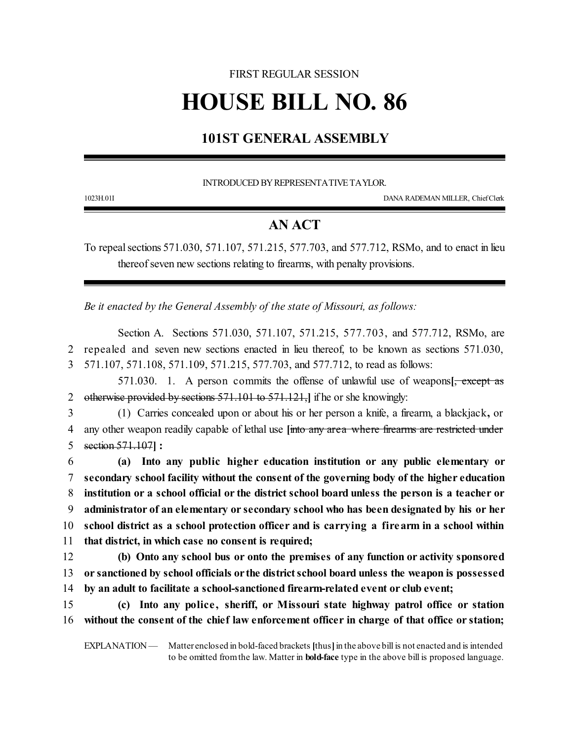FIRST REGULAR SESSION

# HOUSE BILL NO. 86

## 101ST GENERAL ASSEMBLY

INTRODUCED BY REPRESENTATIVE TAYLOR.

1023H.01I DANA RADEMAN MILLER, Chief Clerk

## AN ACT

To repeal sections 571.030, 571.107, 571.215, 577.703, and 577.712, RSMo, and to enact in lieu thereof seven new sections relating to firearms, with penalty provisions.

*Be it enacted by the General Assembly of the state of Missouri, as follows:*

Section A. Sections 571.030, 571.107, 571.215, 577.703, and 577.712, RSMo, are repealed and seven new sections enacted in lieu thereof, to be known as sections 571.030, 571.107, 571.108, 571.109, 571.215, 577.703, and 577.712, to read as follows:

571.030. 1. A person commits the offense of unlawful use of weapons**[**~~, except as otherwise provided by sections 571.101 to 571.121,~~**]** if he or she knowingly:

(1) Carries concealed upon or about his or her person a knife, a firearm, a blackjack**,** or any other weapon readily capable of lethal use **[**~~into any area where firearms are restricted under section 571.107~~**] :**

**(a) Into any public higher education institution or any public elementary or secondary school facility without the consent of the governing body of the higher education institution or a school official or the district school board unless the person is a teacher or administrator of an elementary or secondary school who has been designated by his or her school district as a school protection officer and is carrying a firearm in a school within that district, in which case no consent is required;**

**(b) Onto any school bus or onto the premises of any function or activity sponsored or sanctioned by school officials or the district school board unless the weapon is possessed by an adult to facilitate a school-sanctioned firearm-related event or club event;**

**(c) Into any police, sheriff, or Missouri state highway patrol office or station without the consent of the chief law enforcement officer in charge of that office or station;**

EXPLANATION — Matter enclosed in bold-faced brackets **[**thus**]** in the above bill is not enacted and is intended to be omitted from the law. Matter in **bold-face** type in the above bill is proposed language.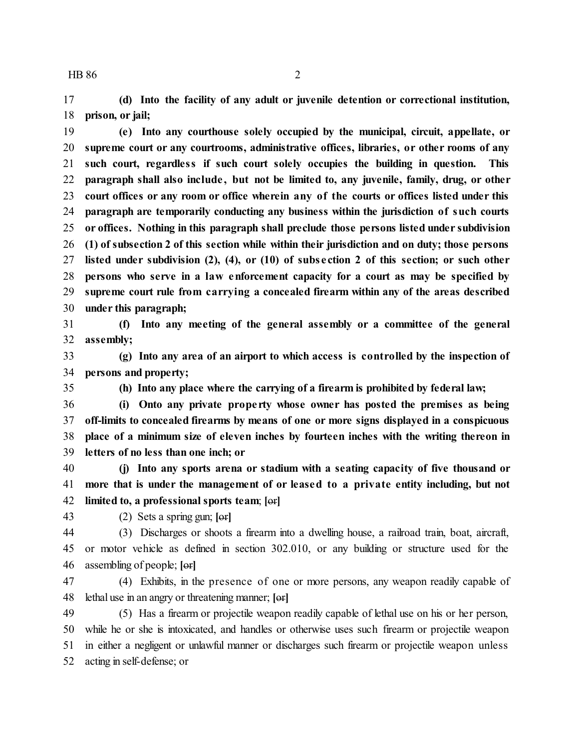**(d) Into the facility of any adult or juvenile detention or correctional institution, prison, or jail;**

**(e) Into any courthouse solely occupied by the municipal, circuit, appellate, or supreme court or any courtrooms, administrative offices, libraries, or other rooms of any such court, regardless if such court solely occupies the building in question. This paragraph shall also include, but not be limited to, any juvenile, family, drug, or other court offices or any room or office wherein any of the courts or offices listed under this paragraph are temporarily conducting any business within the jurisdiction of such courts or offices. Nothing in this paragraph shall preclude those persons listed under subdivision (1) of subsection 2 of this section while within their jurisdiction and on duty; those persons listed under subdivision (2), (4), or (10) of subsection 2 of this section; or such other persons who serve in a law enforcement capacity for a court as may be specified by supreme court rule from carrying a concealed firearm within any of the areas described under this paragraph;**

**(f) Into any meeting of the general assembly or a committee of the general assembly;**

**(g) Into any area of an airport to which access is controlled by the inspection of persons and property;**

**(h) Into any place where the carrying of a firearm is prohibited by federal law;**

**(i) Onto any private property whose owner has posted the premises as being off-limits to concealed firearms by means of one or more signs displayed in a conspicuous place of a minimum size of eleven inches by fourteen inches with the writing thereon in letters of no less than one inch; or**

**(j) Into any sports arena or stadium with a seating capacity of five thousand or more that is under the management of or leased to a private entity including, but not limited to, a professional sports team**; **[~~or~~]**

(2) Sets a spring gun; **[~~or~~]**

(3) Discharges or shoots a firearm into a dwelling house, a railroad train, boat, aircraft, or motor vehicle as defined in section 302.010, or any building or structure used for the assembling of people; **[~~or~~]**

(4) Exhibits, in the presence of one or more persons, any weapon readily capable of lethal use in an angry or threatening manner; **[~~or~~]**

(5) Has a firearm or projectile weapon readily capable of lethal use on his or her person, while he or she is intoxicated, and handles or otherwise uses such firearm or projectile weapon in either a negligent or unlawful manner or discharges such firearm or projectile weapon unless acting in self-defense; or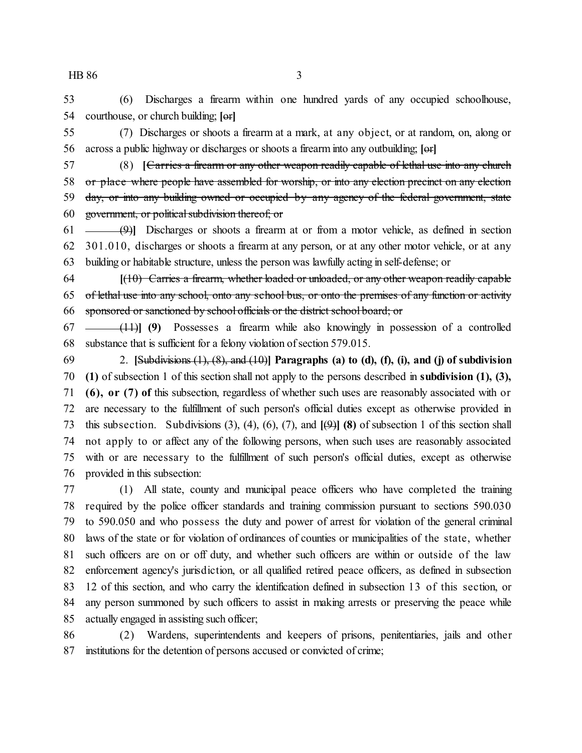(6) Discharges a firearm within one hundred yards of any occupied schoolhouse, courthouse, or church building; **[**~~or~~**]**

(7) Discharges or shoots a firearm at a mark, at any object, or at random, on, along or across a public highway or discharges or shoots a firearm into any outbuilding; **[**~~or~~**]**

(8) **[**~~Carries a firearm or any other weapon readily capable of lethal use into any church or place where people have assembled for worship, or into any election precinct on any election day, or into any building owned or occupied by any agency of the federal government, state government, or political subdivision thereof; or~~

~~(9)~~**]** Discharges or shoots a firearm at or from a motor vehicle, as defined in section 301.010, discharges or shoots a firearm at any person, or at any other motor vehicle, or at any building or habitable structure, unless the person was lawfully acting in self-defense; or

**[**~~(10) Carries a firearm, whether loaded or unloaded, or any other weapon readily capable of lethal use into any school, onto any school bus, or onto the premises of any function or activity sponsored or sanctioned by school officials or the district school board; or~~

~~(11)~~**] (9)** Possesses a firearm while also knowingly in possession of a controlled substance that is sufficient for a felony violation of section 579.015.

2. **[**~~Subdivisions (1), (8), and (10)~~**] Paragraphs (a) to (d), (f), (i), and (j) of subdivision (1)** of subsection 1 of this section shall not apply to the persons described in **subdivision (1), (3), (6), or (7) of** this subsection, regardless of whether such uses are reasonably associated with or are necessary to the fulfillment of such person's official duties except as otherwise provided in this subsection. Subdivisions (3), (4), (6), (7), and **[**~~(9)~~**] (8)** of subsection 1 of this section shall not apply to or affect any of the following persons, when such uses are reasonably associated with or are necessary to the fulfillment of such person's official duties, except as otherwise provided in this subsection:

(1) All state, county and municipal peace officers who have completed the training required by the police officer standards and training commission pursuant to sections 590.030 to 590.050 and who possess the duty and power of arrest for violation of the general criminal laws of the state or for violation of ordinances of counties or municipalities of the state, whether such officers are on or off duty, and whether such officers are within or outside of the law enforcement agency's jurisdiction, or all qualified retired peace officers, as defined in subsection 12 of this section, and who carry the identification defined in subsection 13 of this section, or any person summoned by such officers to assist in making arrests or preserving the peace while actually engaged in assisting such officer;

(2) Wardens, superintendents and keepers of prisons, penitentiaries, jails and other institutions for the detention of persons accused or convicted of crime;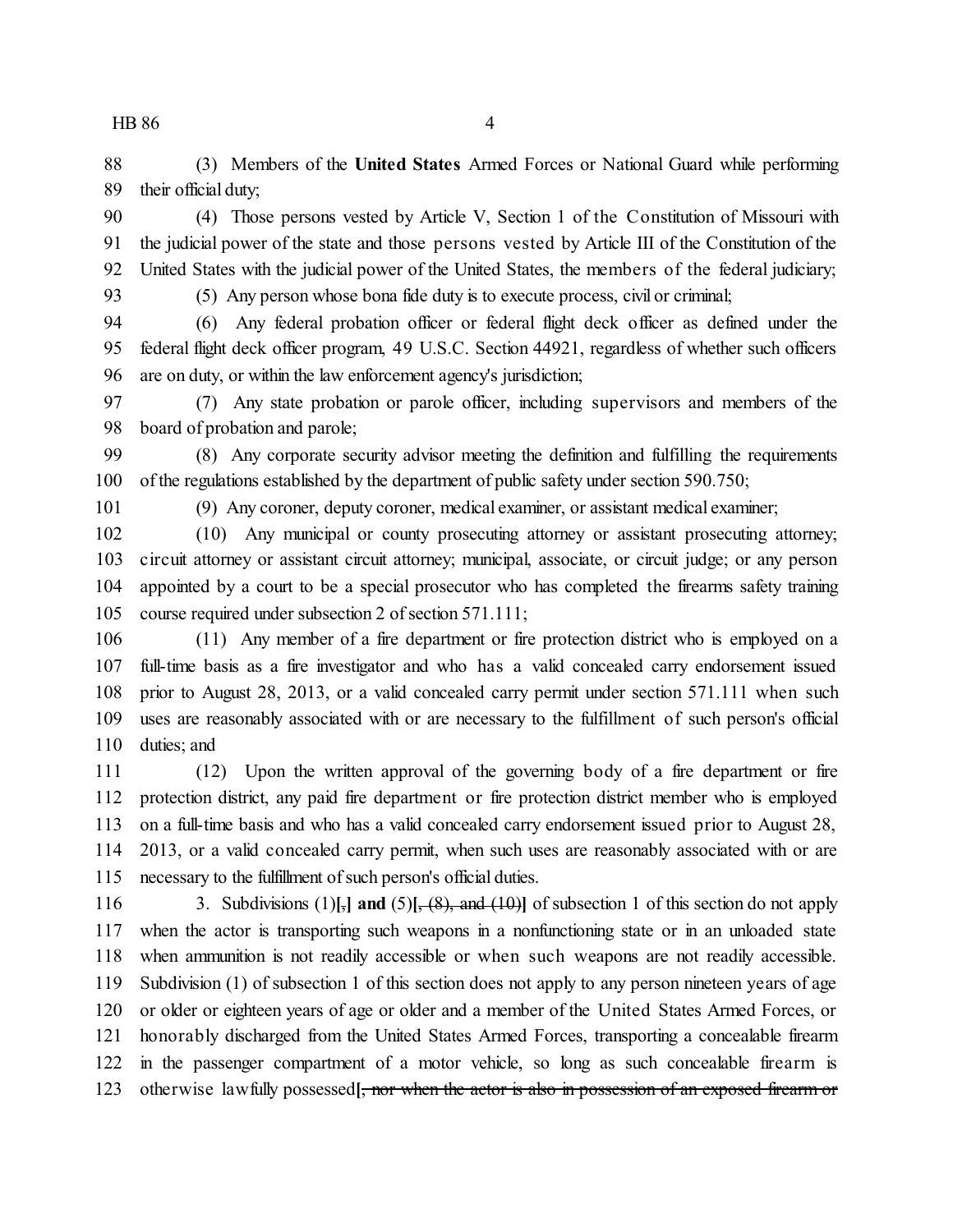(3) Members of the **United States** Armed Forces or National Guard while performing their official duty;

(4) Those persons vested by Article V, Section 1 of the Constitution of Missouri with the judicial power of the state and those persons vested by Article III of the Constitution of the United States with the judicial power of the United States, the members of the federal judiciary;

(5) Any person whose bona fide duty is to execute process, civil or criminal;

(6) Any federal probation officer or federal flight deck officer as defined under the federal flight deck officer program, 49 U.S.C. Section 44921, regardless of whether such officers are on duty, or within the law enforcement agency's jurisdiction;

(7) Any state probation or parole officer, including supervisors and members of the board of probation and parole;

(8) Any corporate security advisor meeting the definition and fulfilling the requirements of the regulations established by the department of public safety under section 590.750;

(9) Any coroner, deputy coroner, medical examiner, or assistant medical examiner;

(10) Any municipal or county prosecuting attorney or assistant prosecuting attorney; circuit attorney or assistant circuit attorney; municipal, associate, or circuit judge; or any person appointed by a court to be a special prosecutor who has completed the firearms safety training course required under subsection 2 of section 571.111;

(11) Any member of a fire department or fire protection district who is employed on a full-time basis as a fire investigator and who has a valid concealed carry endorsement issued prior to August 28, 2013, or a valid concealed carry permit under section 571.111 when such uses are reasonably associated with or are necessary to the fulfillment of such person's official duties; and

(12) Upon the written approval of the governing body of a fire department or fire protection district, any paid fire department or fire protection district member who is employed on a full-time basis and who has a valid concealed carry endorsement issued prior to August 28, 2013, or a valid concealed carry permit, when such uses are reasonably associated with or are necessary to the fulfillment of such person's official duties.

3. Subdivisions (1)**[**~~,~~**] and** (5)**[**~~, (8), and (10)~~**]** of subsection 1 of this section do not apply when the actor is transporting such weapons in a nonfunctioning state or in an unloaded state when ammunition is not readily accessible or when such weapons are not readily accessible. Subdivision (1) of subsection 1 of this section does not apply to any person nineteen years of age or older or eighteen years of age or older and a member of the United States Armed Forces, or honorably discharged from the United States Armed Forces, transporting a concealable firearm in the passenger compartment of a motor vehicle, so long as such concealable firearm is otherwise lawfully possessed**[**~~, nor when the actor is also in possession of an exposed firearm or~~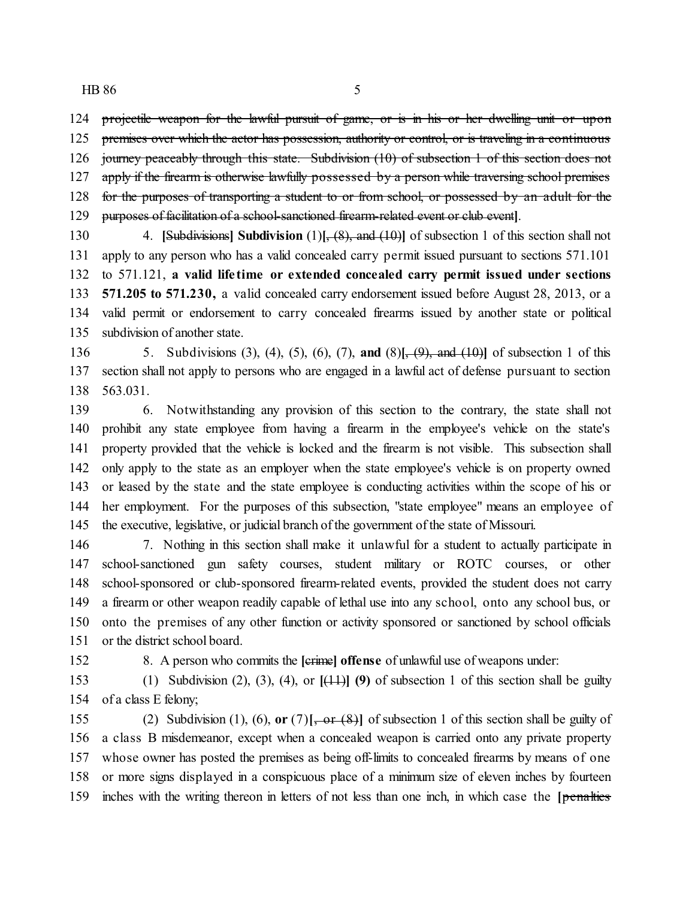124 ~~projectile weapon for the lawful pursuit of game, or is in his or her dwelling unit or upon~~
125 ~~premises over which the actor has possession, authority or control, or is traveling in a continuous~~
126 ~~journey peaceably through this state. Subdivision (10) of subsection 1 of this section does not~~
127 ~~apply if the firearm is otherwise lawfully possessed by a person while traversing school premises~~
128 ~~for the purposes of transporting a student to or from school, or possessed by an adult for the~~
129 ~~purposes of facilitation of a school-sanctioned firearm-related event or club event~~**]**.

130 4. **[**~~Subdivisions~~**] Subdivision** (1)**[**~~, (8), and (10)~~**]** of subsection 1 of this section shall not
131 apply to any person who has a valid concealed carry permit issued pursuant to sections 571.101
132 to 571.121, **a valid lifetime or extended concealed carry permit issued under sections**
133 **571.205 to 571.230,** a valid concealed carry endorsement issued before August 28, 2013, or a
134 valid permit or endorsement to carry concealed firearms issued by another state or political
135 subdivision of another state.

136 5. Subdivisions (3), (4), (5), (6), (7), **and** (8)**[**~~, (9), and (10)~~**]** of subsection 1 of this
137 section shall not apply to persons who are engaged in a lawful act of defense pursuant to section
138 563.031.

139 6. Notwithstanding any provision of this section to the contrary, the state shall not
140 prohibit any state employee from having a firearm in the employee's vehicle on the state's
141 property provided that the vehicle is locked and the firearm is not visible. This subsection shall
142 only apply to the state as an employer when the state employee's vehicle is on property owned
143 or leased by the state and the state employee is conducting activities within the scope of his or
144 her employment. For the purposes of this subsection, "state employee" means an employee of
145 the executive, legislative, or judicial branch of the government of the state of Missouri.

146 7. Nothing in this section shall make it unlawful for a student to actually participate in
147 school-sanctioned gun safety courses, student military or ROTC courses, or other
148 school-sponsored or club-sponsored firearm-related events, provided the student does not carry
149 a firearm or other weapon readily capable of lethal use into any school, onto any school bus, or
150 onto the premises of any other function or activity sponsored or sanctioned by school officials
151 or the district school board.

152 8. A person who commits the **[**~~crime~~**] offense** of unlawful use of weapons under:

153 (1) Subdivision (2), (3), (4), or **[**~~(11)~~**] (9)** of subsection 1 of this section shall be guilty
154 of a class E felony;

155 (2) Subdivision (1), (6), **or** (7)**[**~~, or (8)~~**]** of subsection 1 of this section shall be guilty of
156 a class B misdemeanor, except when a concealed weapon is carried onto any private property
157 whose owner has posted the premises as being off-limits to concealed firearms by means of one
158 or more signs displayed in a conspicuous place of a minimum size of eleven inches by fourteen
159 inches with the writing thereon in letters of not less than one inch, in which case the **[**~~penalties~~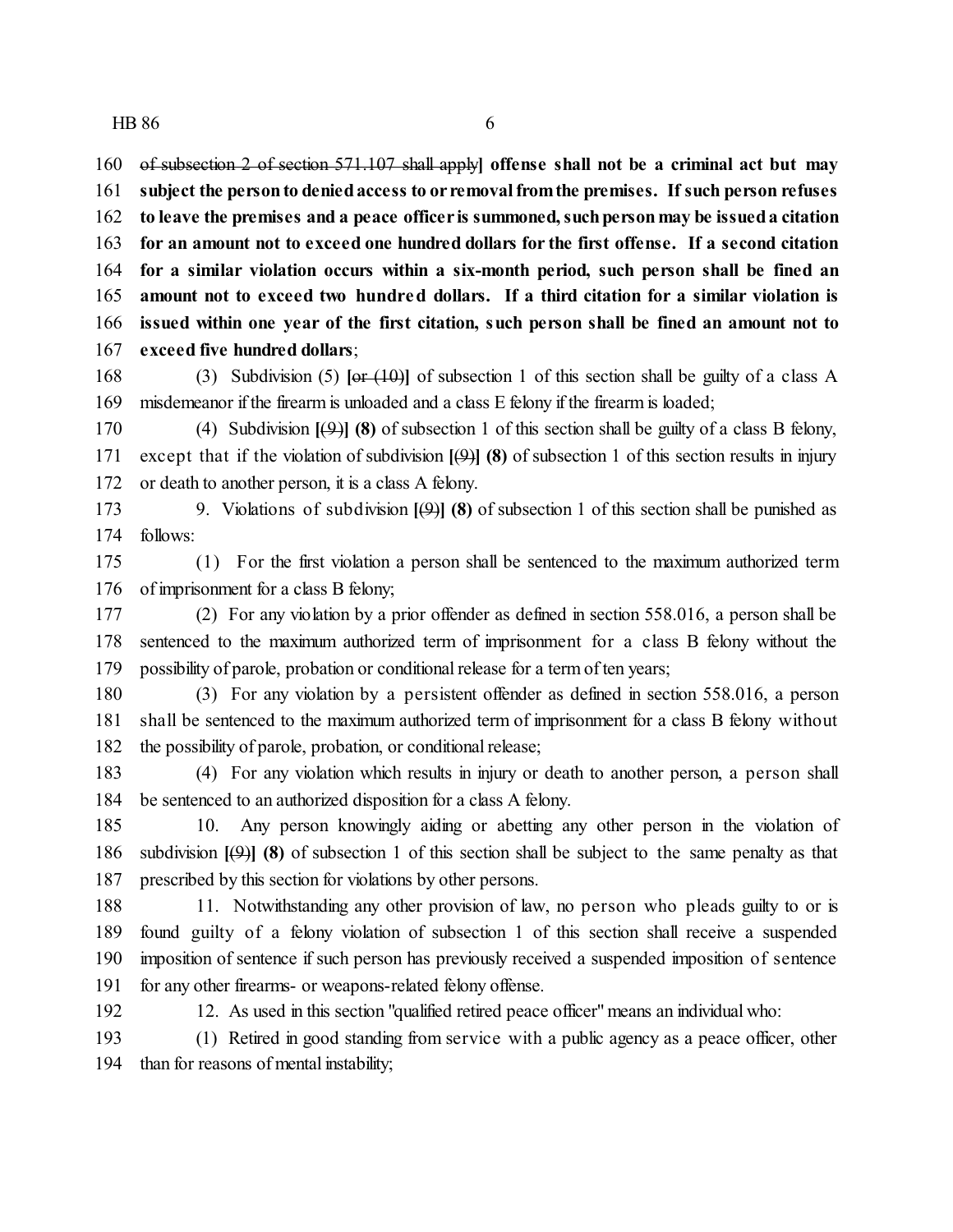~~of subsection 2 of section 571.107 shall apply~~] **offense shall not be a criminal act but may subject the person to denied access to or removal from the premises. If such person refuses to leave the premises and a peace officer is summoned, such person may be issued a citation for an amount not to exceed one hundred dollars for the first offense. If a second citation for a similar violation occurs within a six-month period, such person shall be fined an amount not to exceed two hundred dollars. If a third citation for a similar violation is issued within one year of the first citation, such person shall be fined an amount not to exceed five hundred dollars**;

(3) Subdivision (5) **[~~or (10)~~]** of subsection 1 of this section shall be guilty of a class A misdemeanor if the firearm is unloaded and a class E felony if the firearm is loaded;

(4) Subdivision **[~~(9)~~] (8)** of subsection 1 of this section shall be guilty of a class B felony, except that if the violation of subdivision **[~~(9)~~] (8)** of subsection 1 of this section results in injury or death to another person, it is a class A felony.

9. Violations of subdivision **[~~(9)~~] (8)** of subsection 1 of this section shall be punished as follows:

(1) For the first violation a person shall be sentenced to the maximum authorized term of imprisonment for a class B felony;

(2) For any violation by a prior offender as defined in section 558.016, a person shall be sentenced to the maximum authorized term of imprisonment for a class B felony without the possibility of parole, probation or conditional release for a term of ten years;

(3) For any violation by a persistent offender as defined in section 558.016, a person shall be sentenced to the maximum authorized term of imprisonment for a class B felony without the possibility of parole, probation, or conditional release;

(4) For any violation which results in injury or death to another person, a person shall be sentenced to an authorized disposition for a class A felony.

10. Any person knowingly aiding or abetting any other person in the violation of subdivision **[~~(9)~~] (8)** of subsection 1 of this section shall be subject to the same penalty as that prescribed by this section for violations by other persons.

11. Notwithstanding any other provision of law, no person who pleads guilty to or is found guilty of a felony violation of subsection 1 of this section shall receive a suspended imposition of sentence if such person has previously received a suspended imposition of sentence for any other firearms- or weapons-related felony offense.

12. As used in this section "qualified retired peace officer" means an individual who:

(1) Retired in good standing from service with a public agency as a peace officer, other than for reasons of mental instability;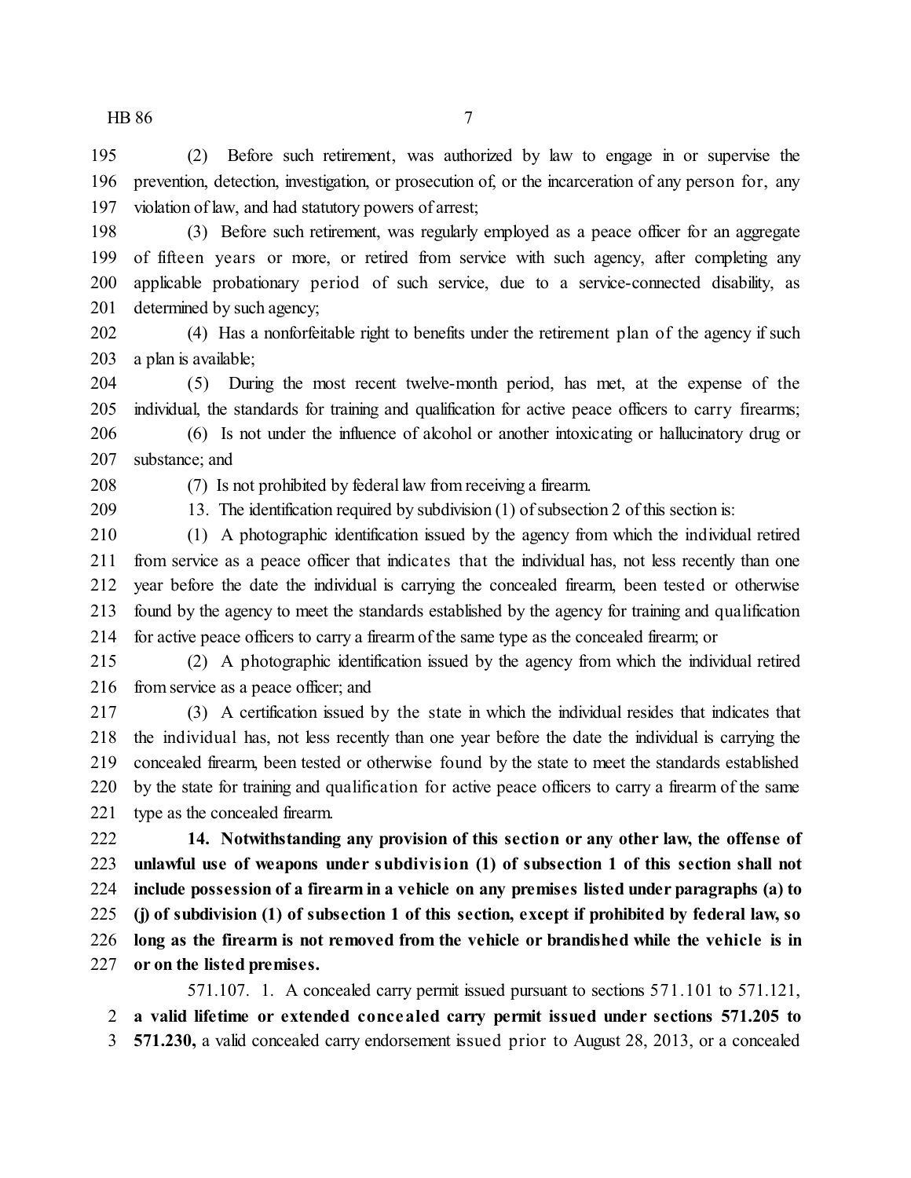(2) Before such retirement, was authorized by law to engage in or supervise the prevention, detection, investigation, or prosecution of, or the incarceration of any person for, any violation of law, and had statutory powers of arrest;

(3) Before such retirement, was regularly employed as a peace officer for an aggregate of fifteen years or more, or retired from service with such agency, after completing any applicable probationary period of such service, due to a service-connected disability, as determined by such agency;

(4) Has a nonforfeitable right to benefits under the retirement plan of the agency if such a plan is available;

(5) During the most recent twelve-month period, has met, at the expense of the individual, the standards for training and qualification for active peace officers to carry firearms;

(6) Is not under the influence of alcohol or another intoxicating or hallucinatory drug or substance; and

(7) Is not prohibited by federal law from receiving a firearm.

13. The identification required by subdivision (1) of subsection 2 of this section is:

(1) A photographic identification issued by the agency from which the individual retired from service as a peace officer that indicates that the individual has, not less recently than one year before the date the individual is carrying the concealed firearm, been tested or otherwise found by the agency to meet the standards established by the agency for training and qualification for active peace officers to carry a firearm of the same type as the concealed firearm; or

(2) A photographic identification issued by the agency from which the individual retired from service as a peace officer; and

(3) A certification issued by the state in which the individual resides that indicates that the individual has, not less recently than one year before the date the individual is carrying the concealed firearm, been tested or otherwise found by the state to meet the standards established by the state for training and qualification for active peace officers to carry a firearm of the same type as the concealed firearm.

**14. Notwithstanding any provision of this section or any other law, the offense of unlawful use of weapons under subdivision (1) of subsection 1 of this section shall not include possession of a firearm in a vehicle on any premises listed under paragraphs (a) to (j) of subdivision (1) of subsection 1 of this section, except if prohibited by federal law, so long as the firearm is not removed from the vehicle or brandished while the vehicle is in or on the listed premises.**

571.107. 1. A concealed carry permit issued pursuant to sections 571.101 to 571.121, **a valid lifetime or extended concealed carry permit issued under sections 571.205 to 571.230,** a valid concealed carry endorsement issued prior to August 28, 2013, or a concealed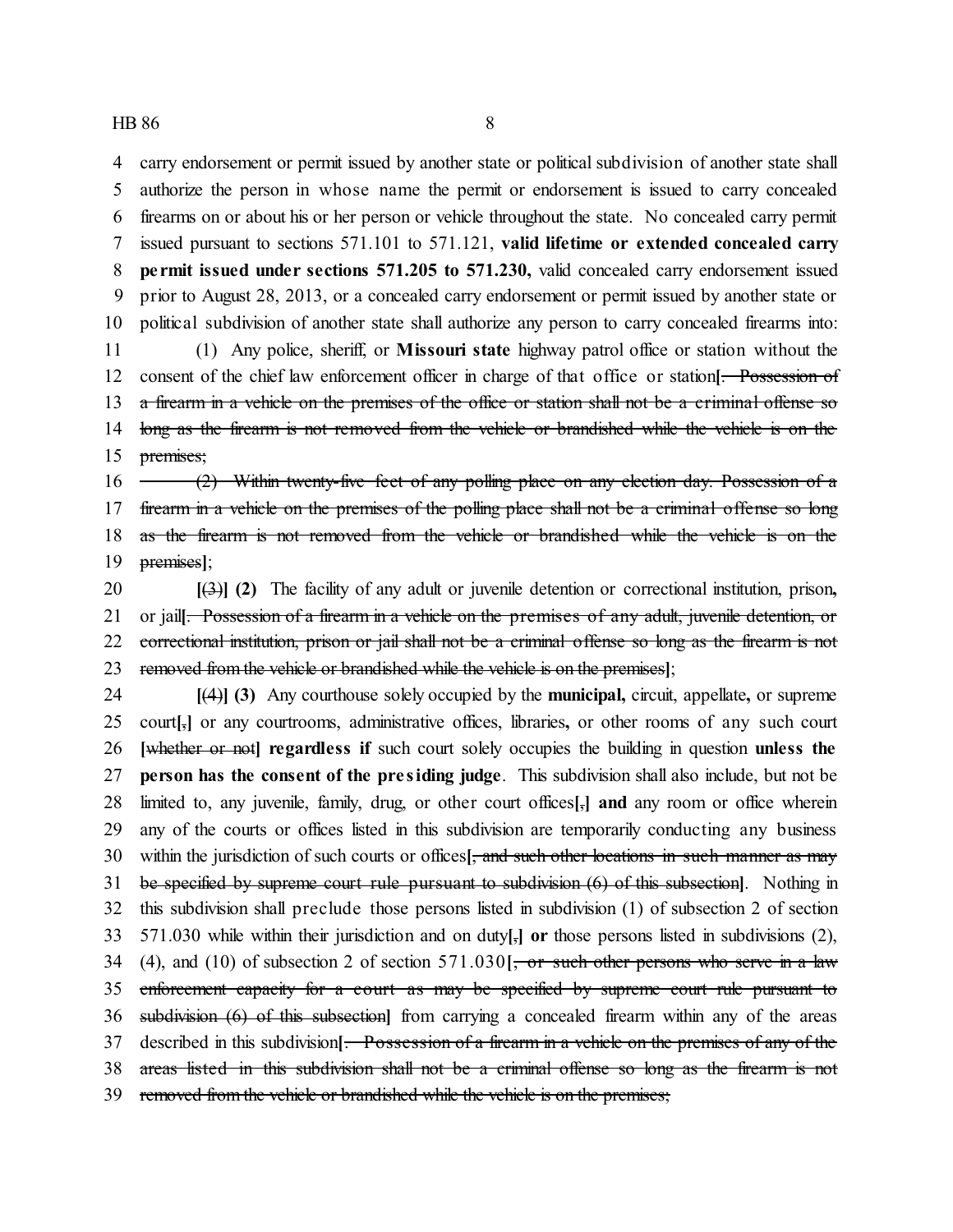carry endorsement or permit issued by another state or political subdivision of another state shall authorize the person in whose name the permit or endorsement is issued to carry concealed firearms on or about his or her person or vehicle throughout the state. No concealed carry permit issued pursuant to sections 571.101 to 571.121, **valid lifetime or extended concealed carry permit issued under sections 571.205 to 571.230,** valid concealed carry endorsement issued prior to August 28, 2013, or a concealed carry endorsement or permit issued by another state or political subdivision of another state shall authorize any person to carry concealed firearms into:

(1) Any police, sheriff, or **Missouri state** highway patrol office or station without the consent of the chief law enforcement officer in charge of that office or station**[**~~. Possession of a firearm in a vehicle on the premises of the office or station shall not be a criminal offense so long as the firearm is not removed from the vehicle or brandished while the vehicle is on the premises;~~

~~(2) Within twenty-five feet of any polling place on any election day. Possession of a firearm in a vehicle on the premises of the polling place shall not be a criminal offense so long as the firearm is not removed from the vehicle or brandished while the vehicle is on the premises~~**]**;

**[**~~(3)~~**] (2)** The facility of any adult or juvenile detention or correctional institution, prison**,** or jail**[**~~. Possession of a firearm in a vehicle on the premises of any adult, juvenile detention, or correctional institution, prison or jail shall not be a criminal offense so long as the firearm is not removed from the vehicle or brandished while the vehicle is on the premises~~**]**;

**[**~~(4)~~**] (3)** Any courthouse solely occupied by the **municipal,** circuit, appellate**,** or supreme court**[**~~,~~**]** or any courtrooms, administrative offices, libraries**,** or other rooms of any such court **[**~~whether or not~~**] regardless if** such court solely occupies the building in question **unless the person has the consent of the presiding judge**. This subdivision shall also include, but not be limited to, any juvenile, family, drug, or other court offices**[**~~,~~**] and** any room or office wherein any of the courts or offices listed in this subdivision are temporarily conducting any business within the jurisdiction of such courts or offices**[**~~, and such other locations in such manner as may be specified by supreme court rule pursuant to subdivision (6) of this subsection~~**]**. Nothing in this subdivision shall preclude those persons listed in subdivision (1) of subsection 2 of section 571.030 while within their jurisdiction and on duty**[**~~,~~**] or** those persons listed in subdivisions (2), (4), and (10) of subsection 2 of section 571.030**[**~~, or such other persons who serve in a law enforcement capacity for a court as may be specified by supreme court rule pursuant to subdivision (6) of this subsection~~**]** from carrying a concealed firearm within any of the areas described in this subdivision**[**~~. Possession of a firearm in a vehicle on the premises of any of the areas listed in this subdivision shall not be a criminal offense so long as the firearm is not removed from the vehicle or brandished while the vehicle is on the premises;~~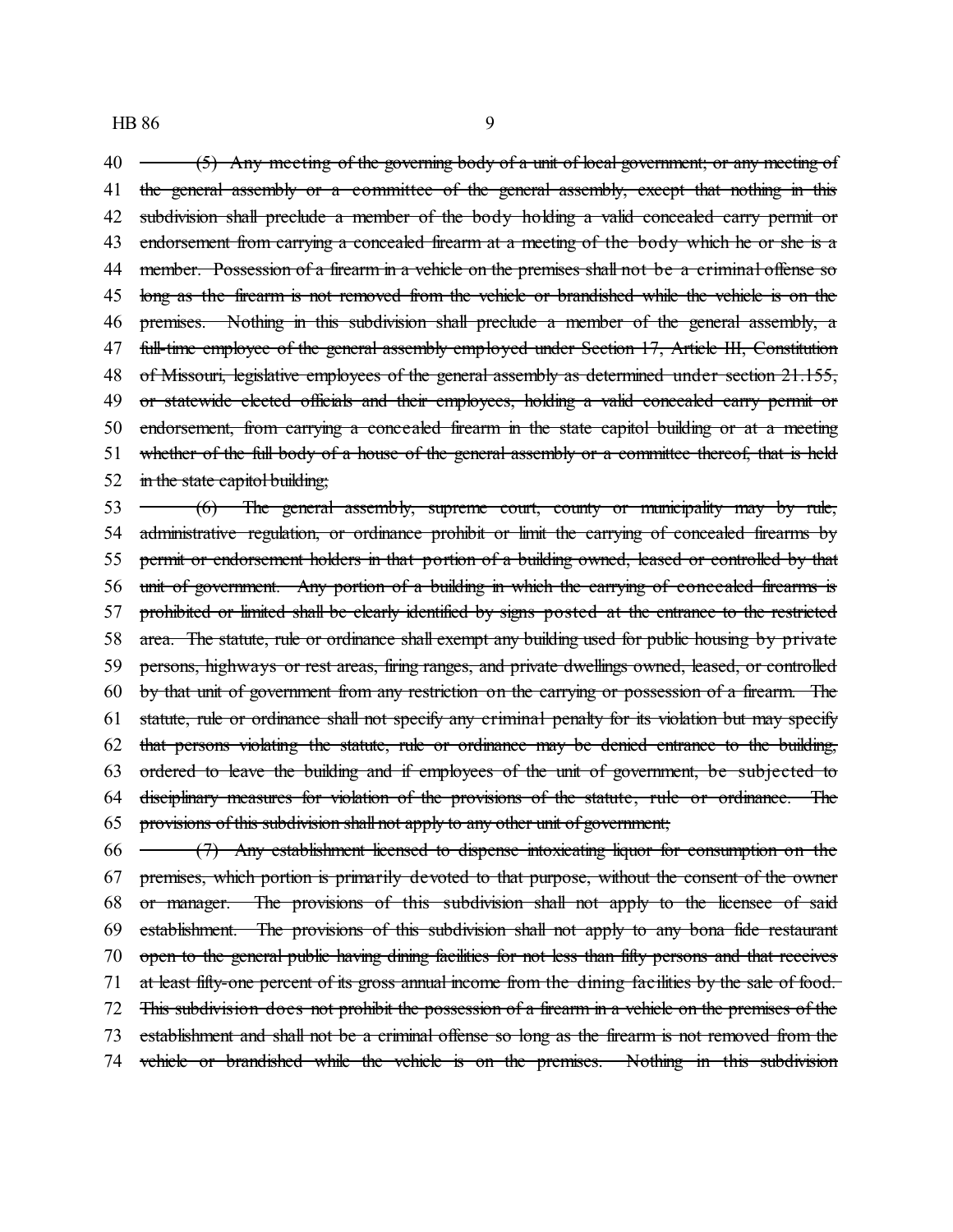40 ~~(5) Any meeting of the governing body of a unit of local government; or any meeting of~~
41 ~~the general assembly or a committee of the general assembly, except that nothing in this~~
42 ~~subdivision shall preclude a member of the body holding a valid concealed carry permit or~~
43 ~~endorsement from carrying a concealed firearm at a meeting of the body which he or she is a~~
44 ~~member. Possession of a firearm in a vehicle on the premises shall not be a criminal offense so~~
45 ~~long as the firearm is not removed from the vehicle or brandished while the vehicle is on the~~
46 ~~premises. Nothing in this subdivision shall preclude a member of the general assembly, a~~
47 ~~full-time employee of the general assembly employed under Section 17, Article III, Constitution~~
48 ~~of Missouri, legislative employees of the general assembly as determined under section 21.155,~~
49 ~~or statewide elected officials and their employees, holding a valid concealed carry permit or~~
50 ~~endorsement, from carrying a concealed firearm in the state capitol building or at a meeting~~
51 ~~whether of the full body of a house of the general assembly or a committee thereof, that is held~~
52 ~~in the state capitol building;~~
53 ~~(6) The general assembly, supreme court, county or municipality may by rule,~~
54 ~~administrative regulation, or ordinance prohibit or limit the carrying of concealed firearms by~~
55 ~~permit or endorsement holders in that portion of a building owned, leased or controlled by that~~
56 ~~unit of government. Any portion of a building in which the carrying of concealed firearms is~~
57 ~~prohibited or limited shall be clearly identified by signs posted at the entrance to the restricted~~
58 ~~area. The statute, rule or ordinance shall exempt any building used for public housing by private~~
59 ~~persons, highways or rest areas, firing ranges, and private dwellings owned, leased, or controlled~~
60 ~~by that unit of government from any restriction on the carrying or possession of a firearm. The~~
61 ~~statute, rule or ordinance shall not specify any criminal penalty for its violation but may specify~~
62 ~~that persons violating the statute, rule or ordinance may be denied entrance to the building,~~
63 ~~ordered to leave the building and if employees of the unit of government, be subjected to~~
64 ~~disciplinary measures for violation of the provisions of the statute, rule or ordinance. The~~
65 ~~provisions of this subdivision shall not apply to any other unit of government;~~
66 ~~(7) Any establishment licensed to dispense intoxicating liquor for consumption on the~~
67 ~~premises, which portion is primarily devoted to that purpose, without the consent of the owner~~
68 ~~or manager. The provisions of this subdivision shall not apply to the licensee of said~~
69 ~~establishment. The provisions of this subdivision shall not apply to any bona fide restaurant~~
70 ~~open to the general public having dining facilities for not less than fifty persons and that receives~~
71 ~~at least fifty-one percent of its gross annual income from the dining facilities by the sale of food.~~
72 ~~This subdivision does not prohibit the possession of a firearm in a vehicle on the premises of the~~
73 ~~establishment and shall not be a criminal offense so long as the firearm is not removed from the~~
74 ~~vehicle or brandished while the vehicle is on the premises. Nothing in this subdivision~~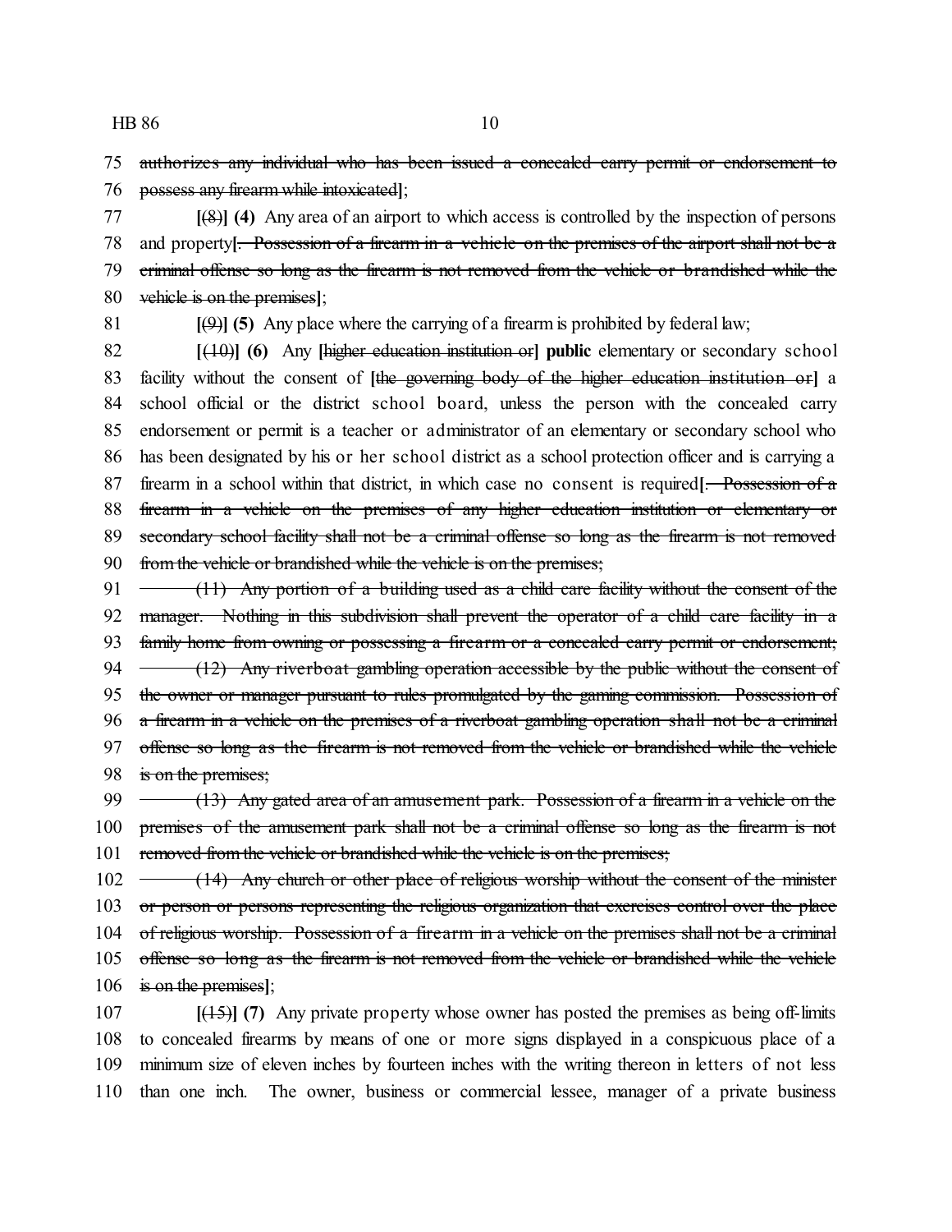~~authorizes any individual who has been issued a concealed carry permit or endorsement to possess any firearm while intoxicated~~];

[~~(8)~~] **(4)** Any area of an airport to which access is controlled by the inspection of persons and property[~~. Possession of a firearm in a vehicle on the premises of the airport shall not be a criminal offense so long as the firearm is not removed from the vehicle or brandished while the vehicle is on the premises~~];

[~~(9)~~] **(5)** Any place where the carrying of a firearm is prohibited by federal law;

[~~(10)~~] **(6)** Any [~~higher education institution or~~] **public** elementary or secondary school facility without the consent of [~~the governing body of the higher education institution or~~] a school official or the district school board, unless the person with the concealed carry endorsement or permit is a teacher or administrator of an elementary or secondary school who has been designated by his or her school district as a school protection officer and is carrying a firearm in a school within that district, in which case no consent is required[~~. Possession of a firearm in a vehicle on the premises of any higher education institution or elementary or secondary school facility shall not be a criminal offense so long as the firearm is not removed from the vehicle or brandished while the vehicle is on the premises;~~

~~(11) Any portion of a building used as a child care facility without the consent of the manager. Nothing in this subdivision shall prevent the operator of a child care facility in a family home from owning or possessing a firearm or a concealed carry permit or endorsement;~~

~~(12) Any riverboat gambling operation accessible by the public without the consent of the owner or manager pursuant to rules promulgated by the gaming commission. Possession of a firearm in a vehicle on the premises of a riverboat gambling operation shall not be a criminal offense so long as the firearm is not removed from the vehicle or brandished while the vehicle is on the premises;~~

~~(13) Any gated area of an amusement park. Possession of a firearm in a vehicle on the premises of the amusement park shall not be a criminal offense so long as the firearm is not removed from the vehicle or brandished while the vehicle is on the premises;~~

~~(14) Any church or other place of religious worship without the consent of the minister or person or persons representing the religious organization that exercises control over the place of religious worship. Possession of a firearm in a vehicle on the premises shall not be a criminal offense so long as the firearm is not removed from the vehicle or brandished while the vehicle is on the premises~~];

[~~(15)~~] **(7)** Any private property whose owner has posted the premises as being off-limits to concealed firearms by means of one or more signs displayed in a conspicuous place of a minimum size of eleven inches by fourteen inches with the writing thereon in letters of not less than one inch. The owner, business or commercial lessee, manager of a private business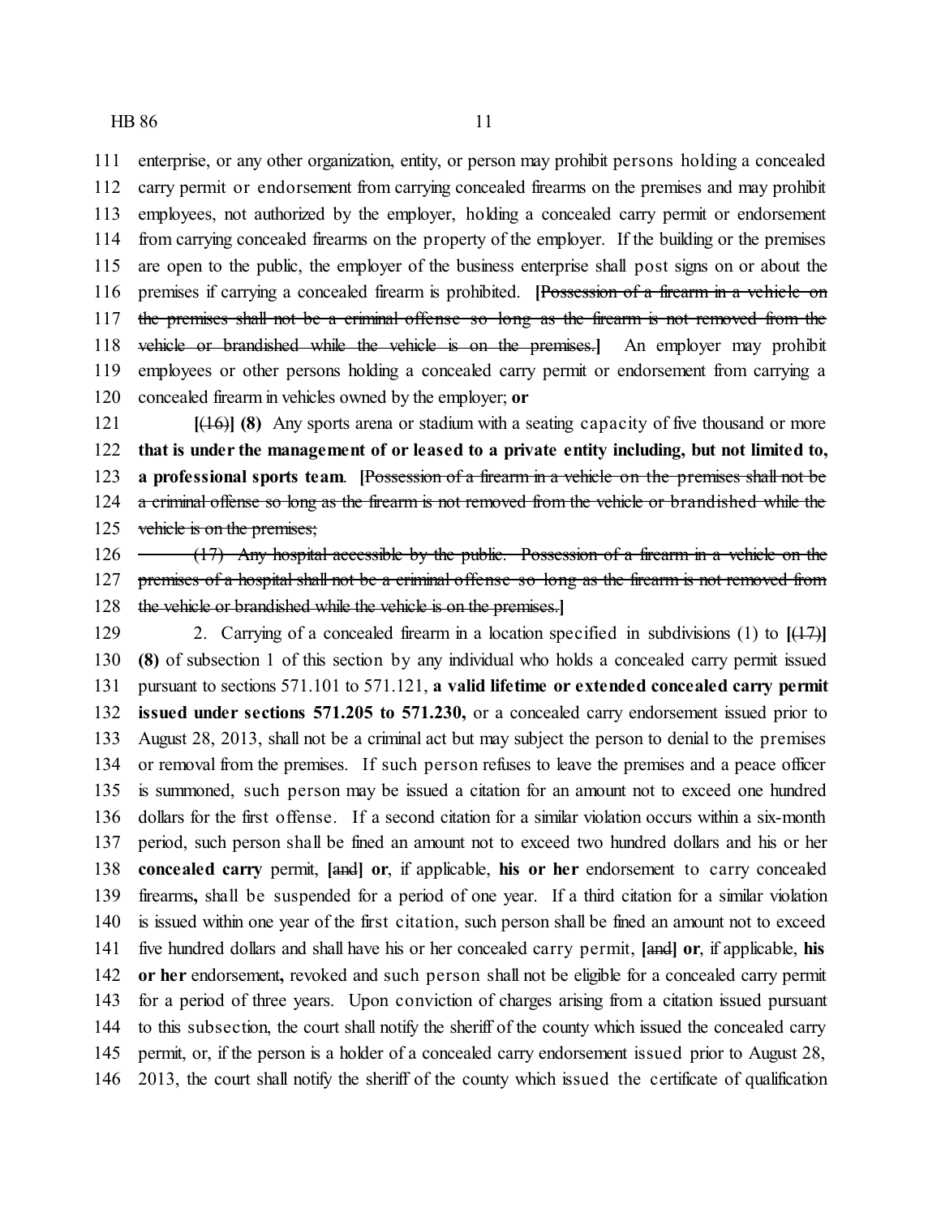111 enterprise, or any other organization, entity, or person may prohibit persons holding a concealed
112 carry permit or endorsement from carrying concealed firearms on the premises and may prohibit
113 employees, not authorized by the employer, holding a concealed carry permit or endorsement
114 from carrying concealed firearms on the property of the employer. If the building or the premises
115 are open to the public, the employer of the business enterprise shall post signs on or about the
116 premises if carrying a concealed firearm is prohibited. **[**~~Possession of a firearm in a vehicle on~~
117 ~~the premises shall not be a criminal offense so long as the firearm is not removed from the~~
118 ~~vehicle or brandished while the vehicle is on the premises.~~**]** An employer may prohibit
119 employees or other persons holding a concealed carry permit or endorsement from carrying a
120 concealed firearm in vehicles owned by the employer; **or**

121 **[**~~(16)~~**] (8)** Any sports arena or stadium with a seating capacity of five thousand or more
122 **that is under the management of or leased to a private entity including, but not limited to,**
123 **a professional sports team**. **[**~~Possession of a firearm in a vehicle on the premises shall not be~~
124 ~~a criminal offense so long as the firearm is not removed from the vehicle or brandished while the~~
125 ~~vehicle is on the premises;~~

126 ~~(17) Any hospital accessible by the public. Possession of a firearm in a vehicle on the~~
127 ~~premises of a hospital shall not be a criminal offense so long as the firearm is not removed from~~
128 ~~the vehicle or brandished while the vehicle is on the premises.~~**]**

129 2. Carrying of a concealed firearm in a location specified in subdivisions (1) to **[**~~(17)~~**]**
130 **(8)** of subsection 1 of this section by any individual who holds a concealed carry permit issued
131 pursuant to sections 571.101 to 571.121, **a valid lifetime or extended concealed carry permit**
132 **issued under sections 571.205 to 571.230,** or a concealed carry endorsement issued prior to
133 August 28, 2013, shall not be a criminal act but may subject the person to denial to the premises
134 or removal from the premises. If such person refuses to leave the premises and a peace officer
135 is summoned, such person may be issued a citation for an amount not to exceed one hundred
136 dollars for the first offense. If a second citation for a similar violation occurs within a six-month
137 period, such person shall be fined an amount not to exceed two hundred dollars and his or her
138 **concealed carry** permit, **[**~~and~~**] or**, if applicable, **his or her** endorsement to carry concealed
139 firearms**,** shall be suspended for a period of one year. If a third citation for a similar violation
140 is issued within one year of the first citation, such person shall be fined an amount not to exceed
141 five hundred dollars and shall have his or her concealed carry permit, **[**~~and~~**] or**, if applicable, **his**
142 **or her** endorsement**,** revoked and such person shall not be eligible for a concealed carry permit
143 for a period of three years. Upon conviction of charges arising from a citation issued pursuant
144 to this subsection, the court shall notify the sheriff of the county which issued the concealed carry
145 permit, or, if the person is a holder of a concealed carry endorsement issued prior to August 28,
146 2013, the court shall notify the sheriff of the county which issued the certificate of qualification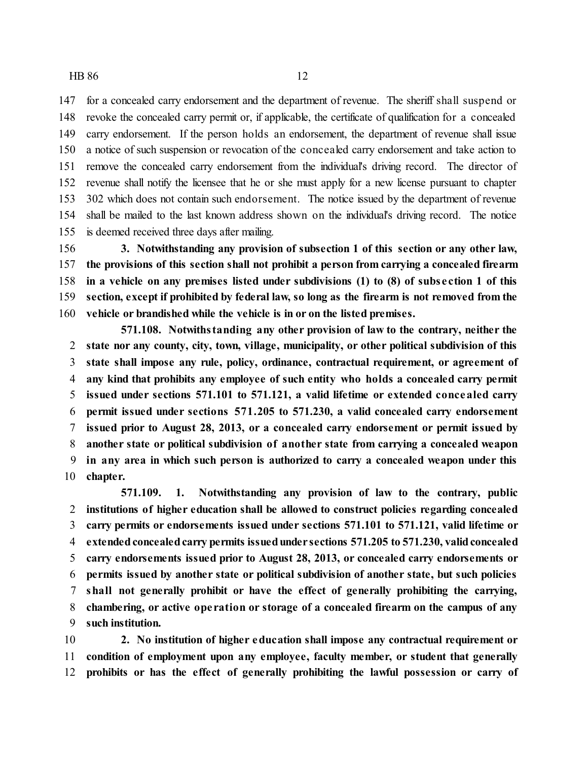for a concealed carry endorsement and the department of revenue. The sheriff shall suspend or revoke the concealed carry permit or, if applicable, the certificate of qualification for a concealed carry endorsement. If the person holds an endorsement, the department of revenue shall issue a notice of such suspension or revocation of the concealed carry endorsement and take action to remove the concealed carry endorsement from the individual's driving record. The director of revenue shall notify the licensee that he or she must apply for a new license pursuant to chapter 302 which does not contain such endorsement. The notice issued by the department of revenue shall be mailed to the last known address shown on the individual's driving record. The notice is deemed received three days after mailing.

**3. Notwithstanding any provision of subsection 1 of this section or any other law, the provisions of this section shall not prohibit a person from carrying a concealed firearm in a vehicle on any premises listed under subdivisions (1) to (8) of subsection 1 of this section, except if prohibited by federal law, so long as the firearm is not removed from the vehicle or brandished while the vehicle is in or on the listed premises.**

**571.108. Notwithstanding any other provision of law to the contrary, neither the state nor any county, city, town, village, municipality, or other political subdivision of this state shall impose any rule, policy, ordinance, contractual requirement, or agreement of any kind that prohibits any employee of such entity who holds a concealed carry permit issued under sections 571.101 to 571.121, a valid lifetime or extended concealed carry permit issued under sections 571.205 to 571.230, a valid concealed carry endorsement issued prior to August 28, 2013, or a concealed carry endorsement or permit issued by another state or political subdivision of another state from carrying a concealed weapon in any area in which such person is authorized to carry a concealed weapon under this chapter.**

**571.109. 1. Notwithstanding any provision of law to the contrary, public institutions of higher education shall be allowed to construct policies regarding concealed carry permits or endorsements issued under sections 571.101 to 571.121, valid lifetime or extended concealed carry permits issued under sections 571.205 to 571.230, valid concealed carry endorsements issued prior to August 28, 2013, or concealed carry endorsements or permits issued by another state or political subdivision of another state, but such policies shall not generally prohibit or have the effect of generally prohibiting the carrying, chambering, or active operation or storage of a concealed firearm on the campus of any such institution.**

**2. No institution of higher education shall impose any contractual requirement or condition of employment upon any employee, faculty member, or student that generally prohibits or has the effect of generally prohibiting the lawful possession or carry of**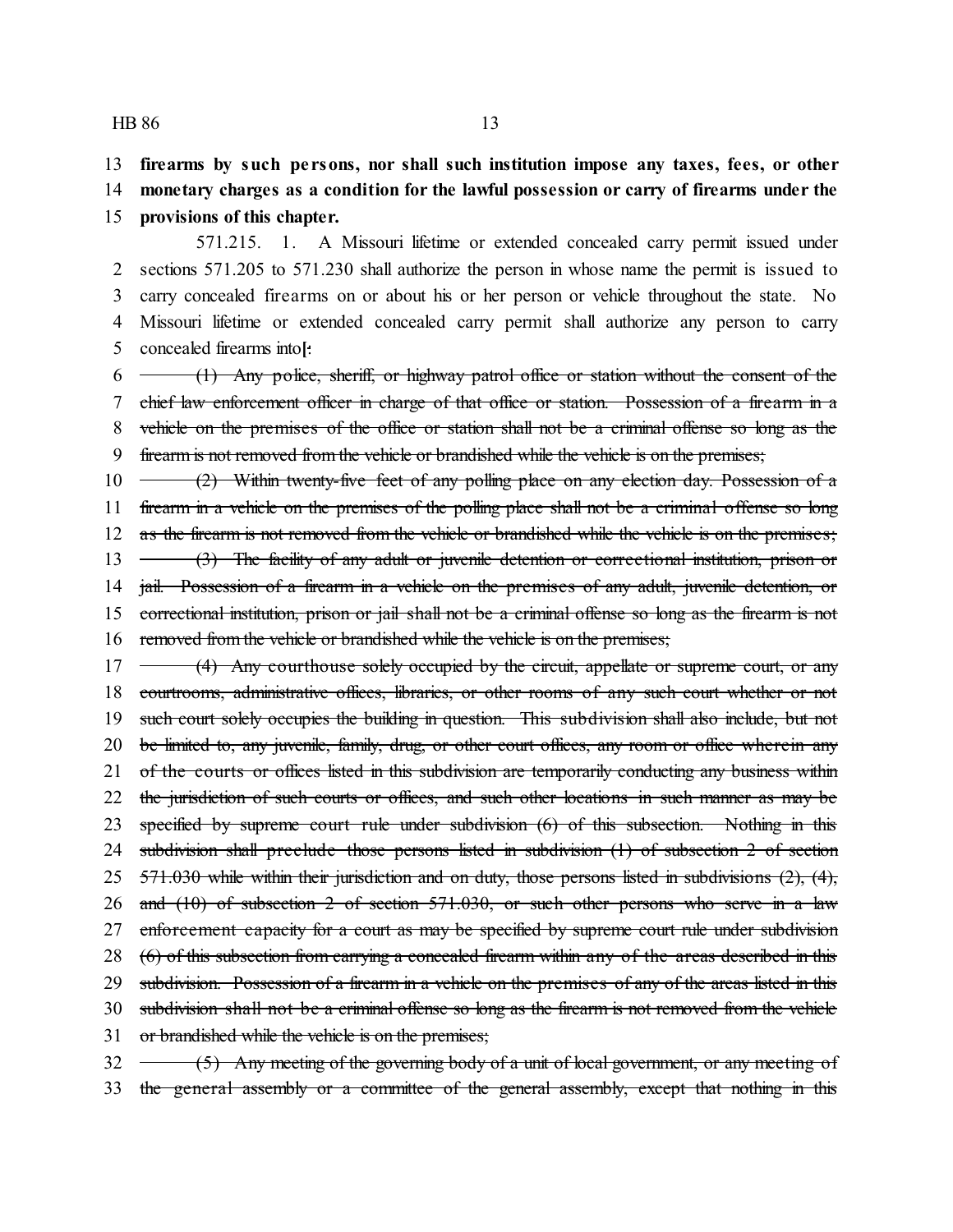**firearms by such persons, nor shall such institution impose any taxes, fees, or other monetary charges as a condition for the lawful possession or carry of firearms under the provisions of this chapter.**

571.215. 1. A Missouri lifetime or extended concealed carry permit issued under sections 571.205 to 571.230 shall authorize the person in whose name the permit is issued to carry concealed firearms on or about his or her person or vehicle throughout the state. No Missouri lifetime or extended concealed carry permit shall authorize any person to carry concealed firearms into[:

~~(1) Any police, sheriff, or highway patrol office or station without the consent of the chief law enforcement officer in charge of that office or station. Possession of a firearm in a vehicle on the premises of the office or station shall not be a criminal offense so long as the firearm is not removed from the vehicle or brandished while the vehicle is on the premises;~~

~~(2) Within twenty-five feet of any polling place on any election day. Possession of a firearm in a vehicle on the premises of the polling place shall not be a criminal offense so long as the firearm is not removed from the vehicle or brandished while the vehicle is on the premises;~~

~~(3) The facility of any adult or juvenile detention or correctional institution, prison or jail. Possession of a firearm in a vehicle on the premises of any adult, juvenile detention, or correctional institution, prison or jail shall not be a criminal offense so long as the firearm is not removed from the vehicle or brandished while the vehicle is on the premises;~~

~~(4) Any courthouse solely occupied by the circuit, appellate or supreme court, or any courtrooms, administrative offices, libraries, or other rooms of any such court whether or not such court solely occupies the building in question. This subdivision shall also include, but not be limited to, any juvenile, family, drug, or other court offices, any room or office wherein any of the courts or offices listed in this subdivision are temporarily conducting any business within the jurisdiction of such courts or offices, and such other locations in such manner as may be specified by supreme court rule under subdivision (6) of this subsection. Nothing in this subdivision shall preclude those persons listed in subdivision (1) of subsection 2 of section 571.030 while within their jurisdiction and on duty, those persons listed in subdivisions (2), (4), and (10) of subsection 2 of section 571.030, or such other persons who serve in a law enforcement capacity for a court as may be specified by supreme court rule under subdivision (6) of this subsection from carrying a concealed firearm within any of the areas described in this subdivision. Possession of a firearm in a vehicle on the premises of any of the areas listed in this subdivision shall not be a criminal offense so long as the firearm is not removed from the vehicle or brandished while the vehicle is on the premises;~~

~~(5) Any meeting of the governing body of a unit of local government, or any meeting of the general assembly or a committee of the general assembly, except that nothing in this~~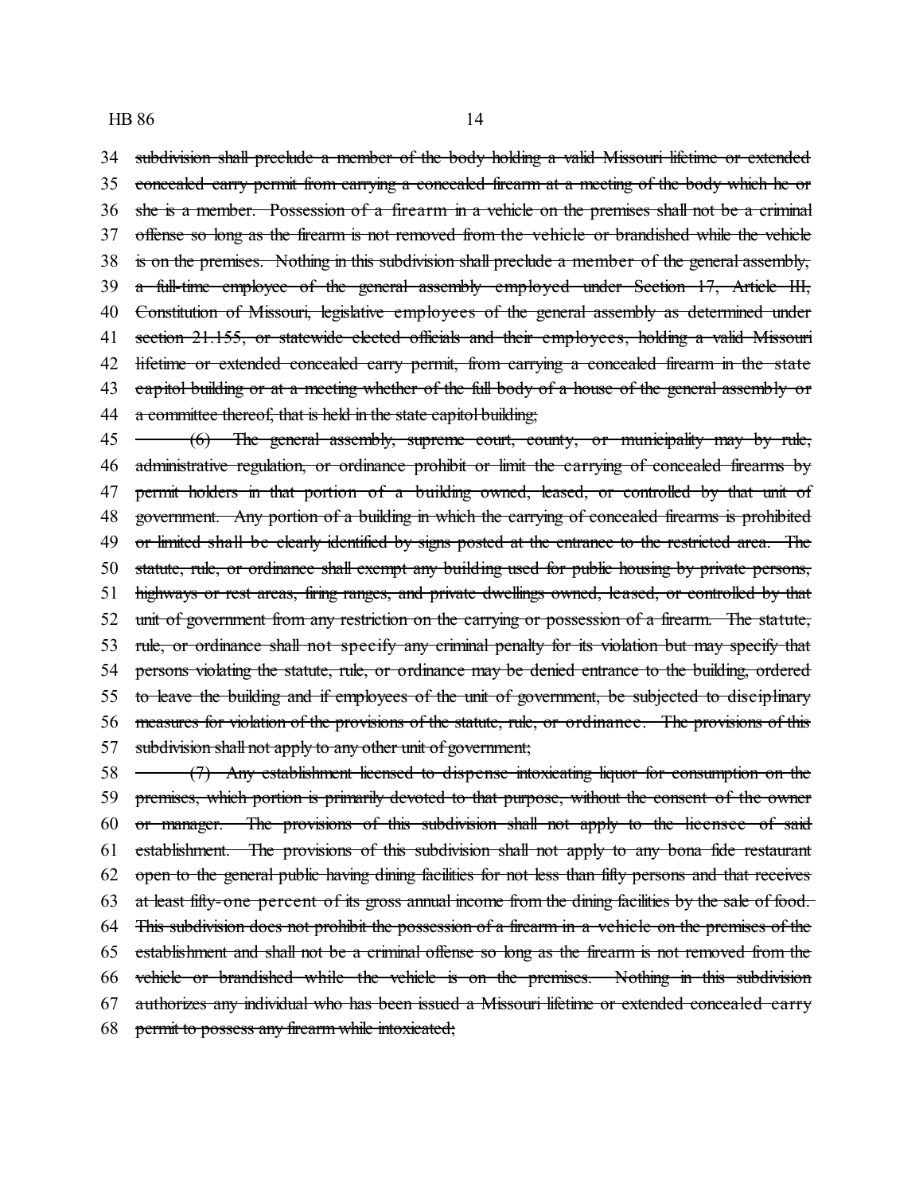34 ~~subdivision shall preclude a member of the body holding a valid Missouri lifetime or extended~~
35 ~~concealed carry permit from carrying a concealed firearm at a meeting of the body which he or~~
36 ~~she is a member. Possession of a firearm in a vehicle on the premises shall not be a criminal~~
37 ~~offense so long as the firearm is not removed from the vehicle or brandished while the vehicle~~
38 ~~is on the premises. Nothing in this subdivision shall preclude a member of the general assembly,~~
39 ~~a full-time employee of the general assembly employed under Section 17, Article III,~~
40 ~~Constitution of Missouri, legislative employees of the general assembly as determined under~~
41 ~~section 21.155, or statewide elected officials and their employees, holding a valid Missouri~~
42 ~~lifetime or extended concealed carry permit, from carrying a concealed firearm in the state~~
43 ~~capitol building or at a meeting whether of the full body of a house of the general assembly or~~
44 ~~a committee thereof, that is held in the state capitol building;~~

45 ~~(6) The general assembly, supreme court, county, or municipality may by rule,~~
46 ~~administrative regulation, or ordinance prohibit or limit the carrying of concealed firearms by~~
47 ~~permit holders in that portion of a building owned, leased, or controlled by that unit of~~
48 ~~government. Any portion of a building in which the carrying of concealed firearms is prohibited~~
49 ~~or limited shall be clearly identified by signs posted at the entrance to the restricted area. The~~
50 ~~statute, rule, or ordinance shall exempt any building used for public housing by private persons,~~
51 ~~highways or rest areas, firing ranges, and private dwellings owned, leased, or controlled by that~~
52 ~~unit of government from any restriction on the carrying or possession of a firearm. The statute,~~
53 ~~rule, or ordinance shall not specify any criminal penalty for its violation but may specify that~~
54 ~~persons violating the statute, rule, or ordinance may be denied entrance to the building, ordered~~
55 ~~to leave the building and if employees of the unit of government, be subjected to disciplinary~~
56 ~~measures for violation of the provisions of the statute, rule, or ordinance. The provisions of this~~
57 ~~subdivision shall not apply to any other unit of government;~~

58 ~~(7) Any establishment licensed to dispense intoxicating liquor for consumption on the~~
59 ~~premises, which portion is primarily devoted to that purpose, without the consent of the owner~~
60 ~~or manager. The provisions of this subdivision shall not apply to the licensee of said~~
61 ~~establishment. The provisions of this subdivision shall not apply to any bona fide restaurant~~
62 ~~open to the general public having dining facilities for not less than fifty persons and that receives~~
63 ~~at least fifty-one percent of its gross annual income from the dining facilities by the sale of food.~~
64 ~~This subdivision does not prohibit the possession of a firearm in a vehicle on the premises of the~~
65 ~~establishment and shall not be a criminal offense so long as the firearm is not removed from the~~
66 ~~vehicle or brandished while the vehicle is on the premises. Nothing in this subdivision~~
67 ~~authorizes any individual who has been issued a Missouri lifetime or extended concealed carry~~
68 ~~permit to possess any firearm while intoxicated;~~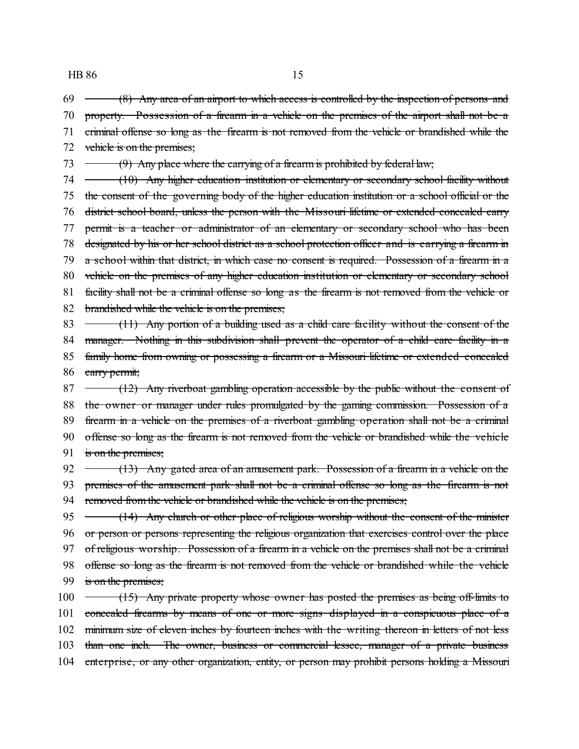~~(8) Any area of an airport to which access is controlled by the inspection of persons and property. Possession of a firearm in a vehicle on the premises of the airport shall not be a criminal offense so long as the firearm is not removed from the vehicle or brandished while the vehicle is on the premises;~~

~~(9) Any place where the carrying of a firearm is prohibited by federal law;~~

~~(10) Any higher education institution or elementary or secondary school facility without the consent of the governing body of the higher education institution or a school official or the district school board, unless the person with the Missouri lifetime or extended concealed carry permit is a teacher or administrator of an elementary or secondary school who has been designated by his or her school district as a school protection officer and is carrying a firearm in a school within that district, in which case no consent is required. Possession of a firearm in a vehicle on the premises of any higher education institution or elementary or secondary school facility shall not be a criminal offense so long as the firearm is not removed from the vehicle or brandished while the vehicle is on the premises;~~

~~(11) Any portion of a building used as a child care facility without the consent of the manager. Nothing in this subdivision shall prevent the operator of a child care facility in a family home from owning or possessing a firearm or a Missouri lifetime or extended concealed carry permit;~~

~~(12) Any riverboat gambling operation accessible by the public without the consent of the owner or manager under rules promulgated by the gaming commission. Possession of a firearm in a vehicle on the premises of a riverboat gambling operation shall not be a criminal offense so long as the firearm is not removed from the vehicle or brandished while the vehicle is on the premises;~~

~~(13) Any gated area of an amusement park. Possession of a firearm in a vehicle on the premises of the amusement park shall not be a criminal offense so long as the firearm is not removed from the vehicle or brandished while the vehicle is on the premises;~~

~~(14) Any church or other place of religious worship without the consent of the minister or person or persons representing the religious organization that exercises control over the place of religious worship. Possession of a firearm in a vehicle on the premises shall not be a criminal offense so long as the firearm is not removed from the vehicle or brandished while the vehicle is on the premises;~~

~~(15) Any private property whose owner has posted the premises as being off-limits to concealed firearms by means of one or more signs displayed in a conspicuous place of a minimum size of eleven inches by fourteen inches with the writing thereon in letters of not less than one inch. The owner, business or commercial lessee, manager of a private business enterprise, or any other organization, entity, or person may prohibit persons holding a Missouri~~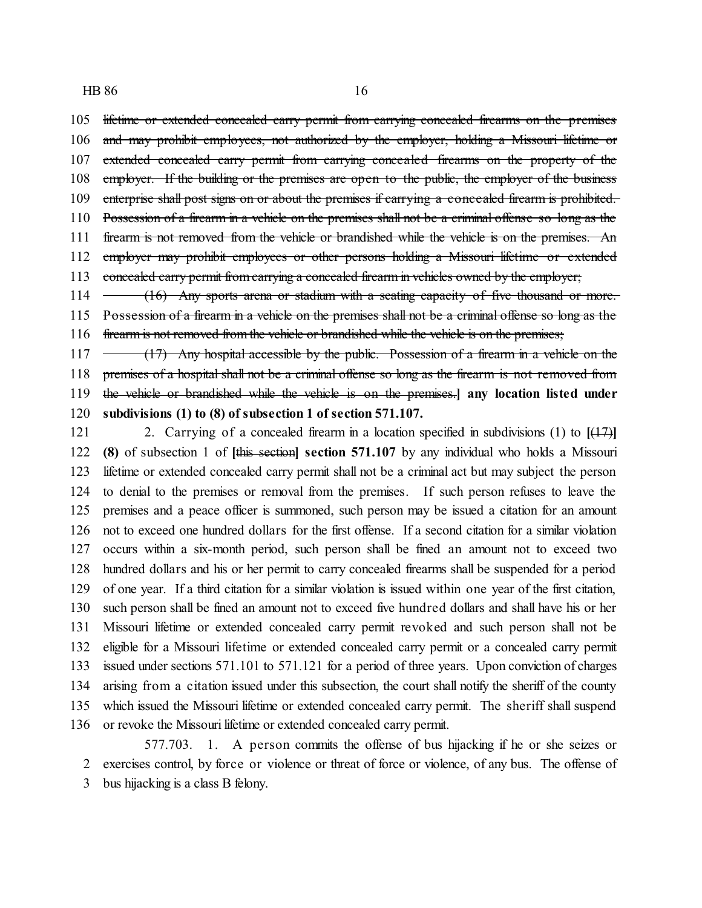105 ~~lifetime or extended concealed carry permit from carrying concealed firearms on the premises~~
106 ~~and may prohibit employees, not authorized by the employer, holding a Missouri lifetime or~~
107 ~~extended concealed carry permit from carrying concealed firearms on the property of the~~
108 ~~employer. If the building or the premises are open to the public, the employer of the business~~
109 ~~enterprise shall post signs on or about the premises if carrying a concealed firearm is prohibited.~~
110 ~~Possession of a firearm in a vehicle on the premises shall not be a criminal offense so long as the~~
111 ~~firearm is not removed from the vehicle or brandished while the vehicle is on the premises. An~~
112 ~~employer may prohibit employees or other persons holding a Missouri lifetime or extended~~
113 ~~concealed carry permit from carrying a concealed firearm in vehicles owned by the employer;~~
114 ~~(16) Any sports arena or stadium with a seating capacity of five thousand or more.~~
115 ~~Possession of a firearm in a vehicle on the premises shall not be a criminal offense so long as the~~
116 ~~firearm is not removed from the vehicle or brandished while the vehicle is on the premises;~~
117 ~~(17) Any hospital accessible by the public. Possession of a firearm in a vehicle on the~~
118 ~~premises of a hospital shall not be a criminal offense so long as the firearm is not removed from~~
119 ~~the vehicle or brandished while the vehicle is on the premises.~~**] any location listed under**
120 **subdivisions (1) to (8) of subsection 1 of section 571.107.**

121 2. Carrying of a concealed firearm in a location specified in subdivisions (1) to **[**~~(17)~~**]**
122 **(8)** of subsection 1 of **[**~~this section~~**] section 571.107** by any individual who holds a Missouri
123 lifetime or extended concealed carry permit shall not be a criminal act but may subject the person
124 to denial to the premises or removal from the premises. If such person refuses to leave the
125 premises and a peace officer is summoned, such person may be issued a citation for an amount
126 not to exceed one hundred dollars for the first offense. If a second citation for a similar violation
127 occurs within a six-month period, such person shall be fined an amount not to exceed two
128 hundred dollars and his or her permit to carry concealed firearms shall be suspended for a period
129 of one year. If a third citation for a similar violation is issued within one year of the first citation,
130 such person shall be fined an amount not to exceed five hundred dollars and shall have his or her
131 Missouri lifetime or extended concealed carry permit revoked and such person shall not be
132 eligible for a Missouri lifetime or extended concealed carry permit or a concealed carry permit
133 issued under sections 571.101 to 571.121 for a period of three years. Upon conviction of charges
134 arising from a citation issued under this subsection, the court shall notify the sheriff of the county
135 which issued the Missouri lifetime or extended concealed carry permit. The sheriff shall suspend
136 or revoke the Missouri lifetime or extended concealed carry permit.

577.703. 1. A person commits the offense of bus hijacking if he or she seizes or
2 exercises control, by force or violence or threat of force or violence, of any bus. The offense of
3 bus hijacking is a class B felony.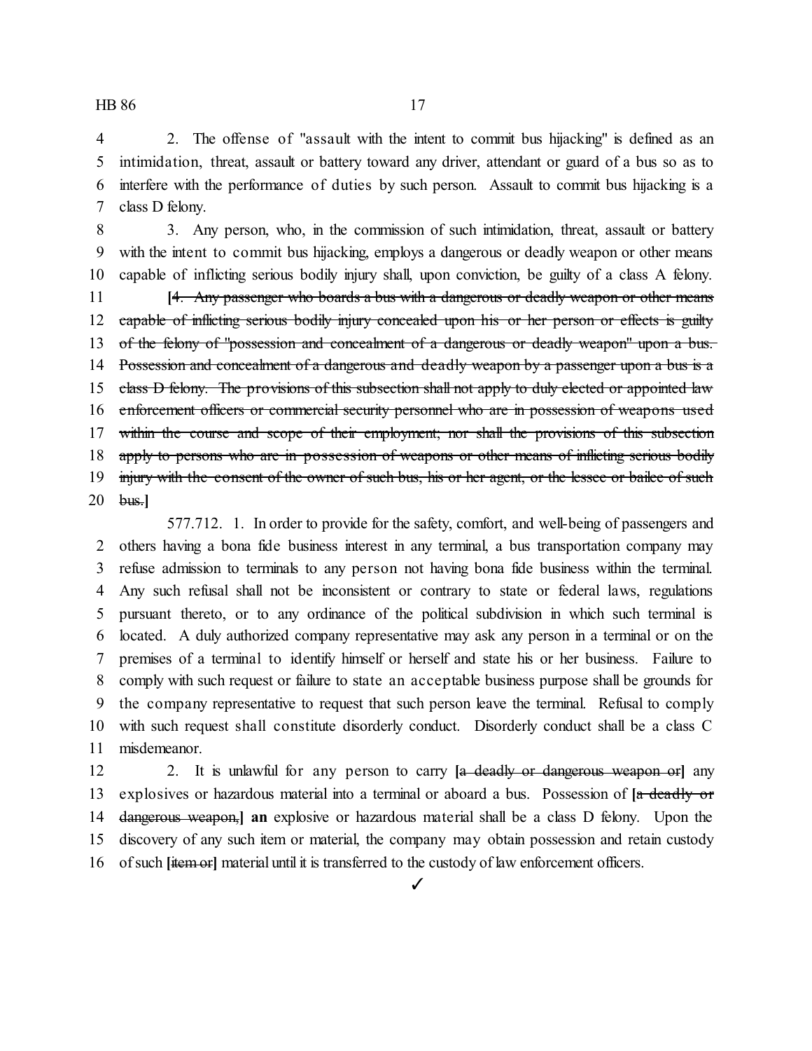2. The offense of "assault with the intent to commit bus hijacking" is defined as an intimidation, threat, assault or battery toward any driver, attendant or guard of a bus so as to interfere with the performance of duties by such person. Assault to commit bus hijacking is a class D felony.

3. Any person, who, in the commission of such intimidation, threat, assault or battery with the intent to commit bus hijacking, employs a dangerous or deadly weapon or other means capable of inflicting serious bodily injury shall, upon conviction, be guilty of a class A felony.

**[**~~4. Any passenger who boards a bus with a dangerous or deadly weapon or other means capable of inflicting serious bodily injury concealed upon his or her person or effects is guilty of the felony of "possession and concealment of a dangerous or deadly weapon" upon a bus. Possession and concealment of a dangerous and deadly weapon by a passenger upon a bus is a class D felony. The provisions of this subsection shall not apply to duly elected or appointed law enforcement officers or commercial security personnel who are in possession of weapons used within the course and scope of their employment; nor shall the provisions of this subsection apply to persons who are in possession of weapons or other means of inflicting serious bodily injury with the consent of the owner of such bus, his or her agent, or the lessee or bailee of such bus.~~**]**

577.712. 1. In order to provide for the safety, comfort, and well-being of passengers and others having a bona fide business interest in any terminal, a bus transportation company may refuse admission to terminals to any person not having bona fide business within the terminal. Any such refusal shall not be inconsistent or contrary to state or federal laws, regulations pursuant thereto, or to any ordinance of the political subdivision in which such terminal is located. A duly authorized company representative may ask any person in a terminal or on the premises of a terminal to identify himself or herself and state his or her business. Failure to comply with such request or failure to state an acceptable business purpose shall be grounds for the company representative to request that such person leave the terminal. Refusal to comply with such request shall constitute disorderly conduct. Disorderly conduct shall be a class C misdemeanor.

2. It is unlawful for any person to carry **[**~~a deadly or dangerous weapon or~~**]** any explosives or hazardous material into a terminal or aboard a bus. Possession of **[**~~a deadly or dangerous weapon,~~**] an** explosive or hazardous material shall be a class D felony. Upon the discovery of any such item or material, the company may obtain possession and retain custody of such **[**~~item or~~**]** material until it is transferred to the custody of law enforcement officers.

✓